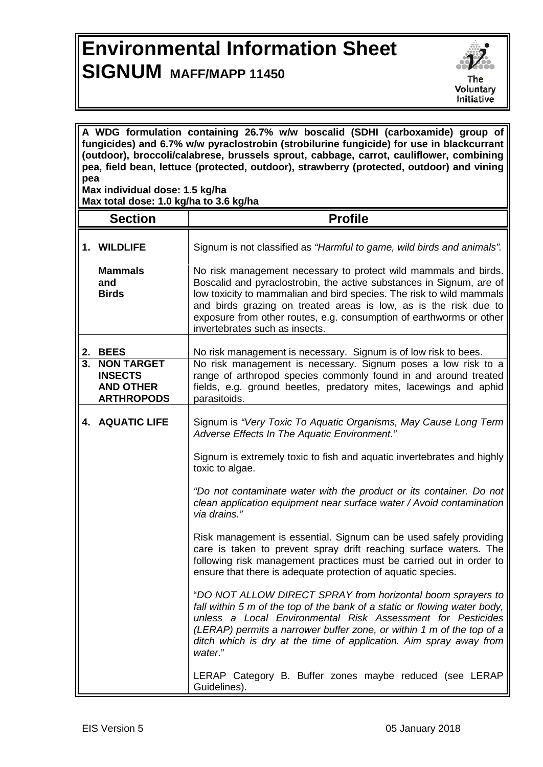# Environmental Information Sheet
# SIGNUM MAFF/MAPP 11450

**A WDG formulation containing 26.7% w/w boscalid (SDHI (carboxamide) group of fungicides) and 6.7% w/w pyraclostrobin (strobilurine fungicide) for use in blackcurrant (outdoor), broccoli/calabrese, brussels sprout, cabbage, carrot, cauliflower, combining pea, field bean, lettuce (protected, outdoor), strawberry (protected, outdoor) and vining pea**
**Max individual dose: 1.5 kg/ha**
**Max total dose: 1.0 kg/ha to 3.6 kg/ha**

| Section | Profile |
|---|---|
| **1. WILDLIFE** | Signum is not classified as *"Harmful to game, wild birds and animals".* |
| **Mammals and Birds** | No risk management necessary to protect wild mammals and birds. Boscalid and pyraclostrobin, the active substances in Signum, are of low toxicity to mammalian and bird species. The risk to wild mammals and birds grazing on treated areas is low, as is the risk due to exposure from other routes, e.g. consumption of earthworms or other invertebrates such as insects. |
| **2. BEES** | No risk management is necessary. Signum is of low risk to bees. |
| **3. NON TARGET INSECTS AND OTHER ARTHROPODS** | No risk management is necessary. Signum poses a low risk to a range of arthropod species commonly found in and around treated fields, e.g. ground beetles, predatory mites, lacewings and aphid parasitoids. |
| **4. AQUATIC LIFE** | Signum is *"Very Toxic To Aquatic Organisms, May Cause Long Term Adverse Effects In The Aquatic Environment."*<br><br>Signum is extremely toxic to fish and aquatic invertebrates and highly toxic to algae.<br><br>*"Do not contaminate water with the product or its container. Do not clean application equipment near surface water / Avoid contamination via drains."*<br><br>Risk management is essential. Signum can be used safely providing care is taken to prevent spray drift reaching surface waters. The following risk management practices must be carried out in order to ensure that there is adequate protection of aquatic species.<br><br>"*DO NOT ALLOW DIRECT SPRAY from horizontal boom sprayers to fall within 5 m of the top of the bank of a static or flowing water body, unless a Local Environmental Risk Assessment for Pesticides (LERAP) permits a narrower buffer zone, or within 1 m of the top of a ditch which is dry at the time of application. Aim spray away from water*."<br><br>LERAP Category B. Buffer zones maybe reduced (see LERAP Guidelines). |

EIS Version 5 05 January 2018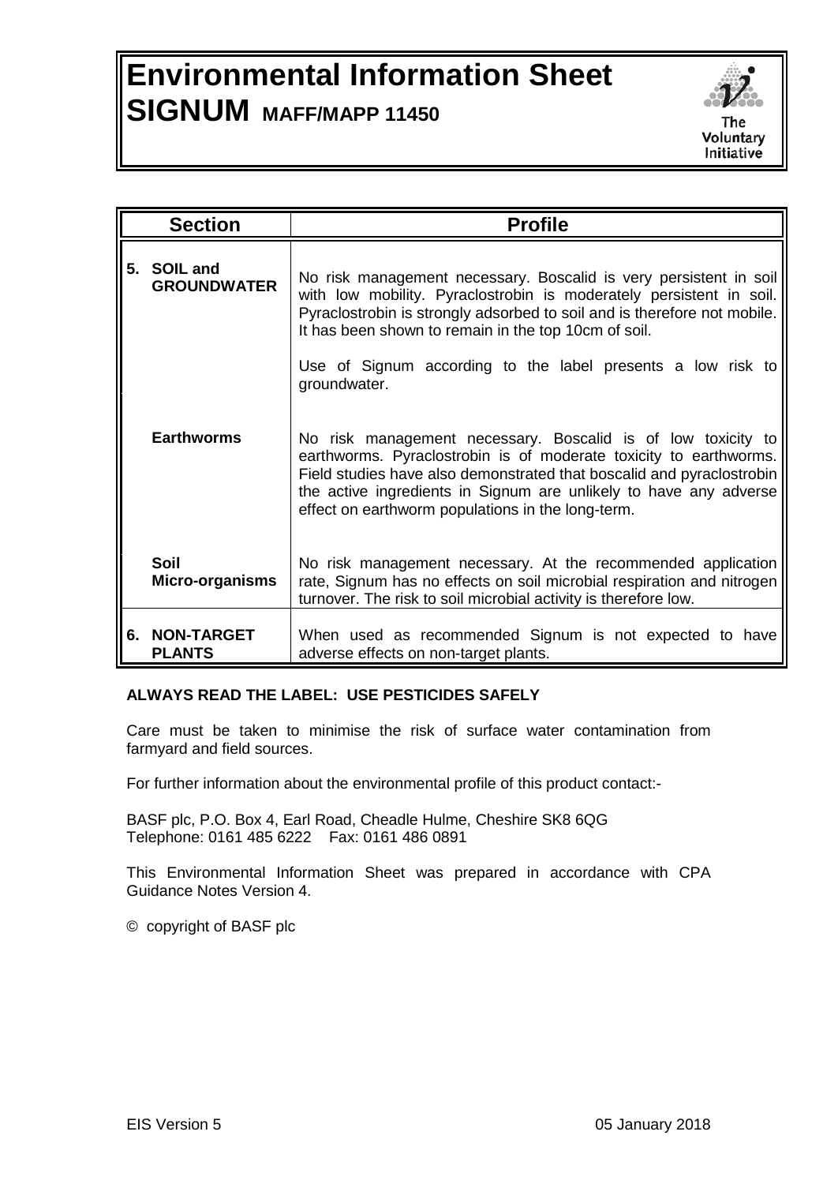# Environmental Information Sheet
# SIGNUM MAFF/MAPP 11450

| Section | Profile |
|---|---|
| **5. SOIL and GROUNDWATER** | No risk management necessary. Boscalid is very persistent in soil with low mobility. Pyraclostrobin is moderately persistent in soil. Pyraclostrobin is strongly adsorbed to soil and is therefore not mobile. It has been shown to remain in the top 10cm of soil.<br><br>Use of Signum according to the label presents a low risk to groundwater. |
| **Earthworms** | No risk management necessary. Boscalid is of low toxicity to earthworms. Pyraclostrobin is of moderate toxicity to earthworms. Field studies have also demonstrated that boscalid and pyraclostrobin the active ingredients in Signum are unlikely to have any adverse effect on earthworm populations in the long-term. |
| **Soil Micro-organisms** | No risk management necessary. At the recommended application rate, Signum has no effects on soil microbial respiration and nitrogen turnover. The risk to soil microbial activity is therefore low. |
| **6. NON-TARGET PLANTS** | When used as recommended Signum is not expected to have adverse effects on non-target plants. |

**ALWAYS READ THE LABEL: USE PESTICIDES SAFELY**

Care must be taken to minimise the risk of surface water contamination from farmyard and field sources.

For further information about the environmental profile of this product contact:-

BASF plc, P.O. Box 4, Earl Road, Cheadle Hulme, Cheshire SK8 6QG
Telephone: 0161 485 6222 Fax: 0161 486 0891

This Environmental Information Sheet was prepared in accordance with CPA Guidance Notes Version 4.

© copyright of BASF plc

EIS Version 5 05 January 2018